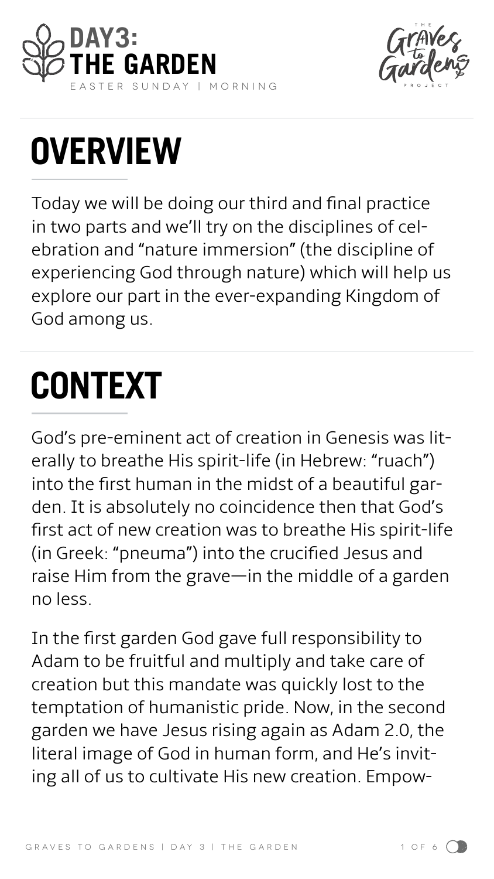# DAY3: THE GARDEN

EASTER SUNDAY | MORNING

## OVERVIEW

Today we will be doing our third and final practice in two parts and we'll try on the disciplines of celebration and "nature immersion" (the discipline of experiencing God through nature) which will help us explore our part in the ever-expanding Kingdom of God among us.

## CONTEXT

God's pre-eminent act of creation in Genesis was literally to breathe His spirit-life (in Hebrew: "ruach") into the first human in the midst of a beautiful garden. It is absolutely no coincidence then that God's first act of new creation was to breathe His spirit-life (in Greek: "pneuma") into the crucified Jesus and raise Him from the grave—in the middle of a garden no less.

In the first garden God gave full responsibility to Adam to be fruitful and multiply and take care of creation but this mandate was quickly lost to the temptation of humanistic pride. Now, in the second garden we have Jesus rising again as Adam 2.0, the literal image of God in human form, and He's inviting all of us to cultivate His new creation. Empow-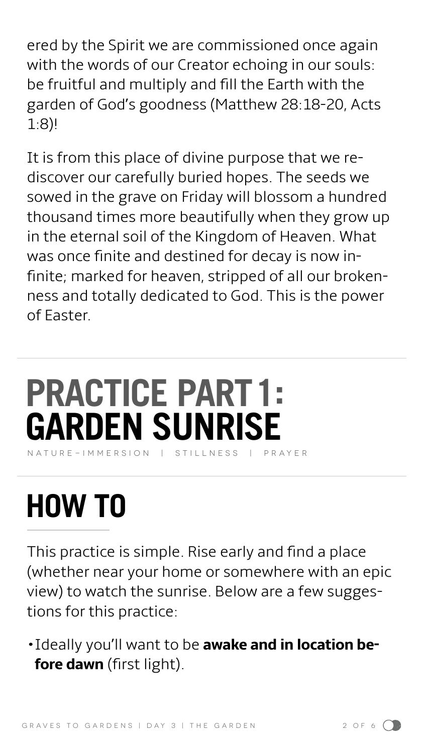ered by the Spirit we are commissioned once again with the words of our Creator echoing in our souls: be fruitful and multiply and fill the Earth with the garden of God's goodness (Matthew 28:18-20, Acts 1:8)!

It is from this place of divine purpose that we rediscover our carefully buried hopes. The seeds we sowed in the grave on Friday will blossom a hundred thousand times more beautifully when they grow up in the eternal soil of the Kingdom of Heaven. What was once finite and destined for decay is now infinite; marked for heaven, stripped of all our brokenness and totally dedicated to God. This is the power of Easter.

# PRACTICE PART 1: GARDEN SUNRISE

NATURE-IMMERSION | STILLNESS | PRAYER

## HOW TO

This practice is simple. Rise early and find a place (whether near your home or somewhere with an epic view) to watch the sunrise. Below are a few suggestions for this practice:

- Ideally you'll want to be **awake and in location before dawn** (first light).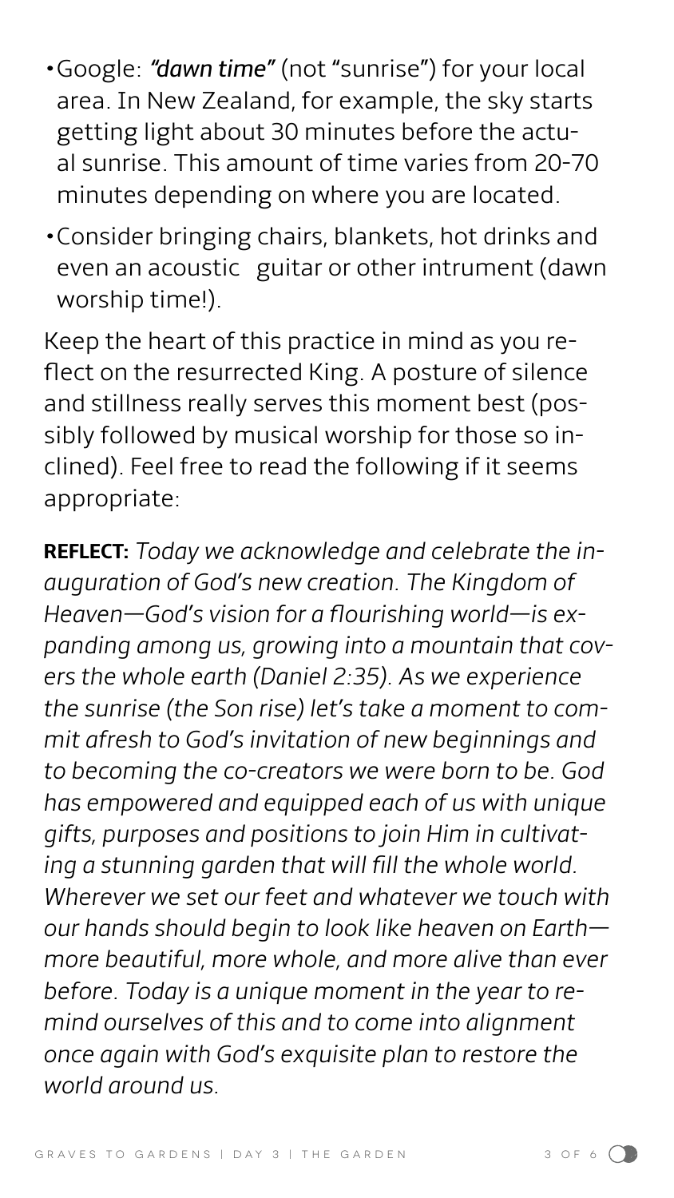- Google: ***"dawn time"*** (not "sunrise") for your local area. In New Zealand, for example, the sky starts getting light about 30 minutes before the actual sunrise. This amount of time varies from 20-70 minutes depending on where you are located.
- Consider bringing chairs, blankets, hot drinks and even an acoustic guitar or other intrument (dawn worship time!).

Keep the heart of this practice in mind as you reflect on the resurrected King. A posture of silence and stillness really serves this moment best (possibly followed by musical worship for those so inclined). Feel free to read the following if it seems appropriate:

**REFLECT:** *Today we acknowledge and celebrate the inauguration of God's new creation. The Kingdom of Heaven—God's vision for a flourishing world—is expanding among us, growing into a mountain that covers the whole earth (Daniel 2:35). As we experience the sunrise (the Son rise) let's take a moment to commit afresh to God's invitation of new beginnings and to becoming the co-creators we were born to be. God has empowered and equipped each of us with unique gifts, purposes and positions to join Him in cultivating a stunning garden that will fill the whole world. Wherever we set our feet and whatever we touch with our hands should begin to look like heaven on Earth—more beautiful, more whole, and more alive than ever before. Today is a unique moment in the year to remind ourselves of this and to come into alignment once again with God's exquisite plan to restore the world around us.*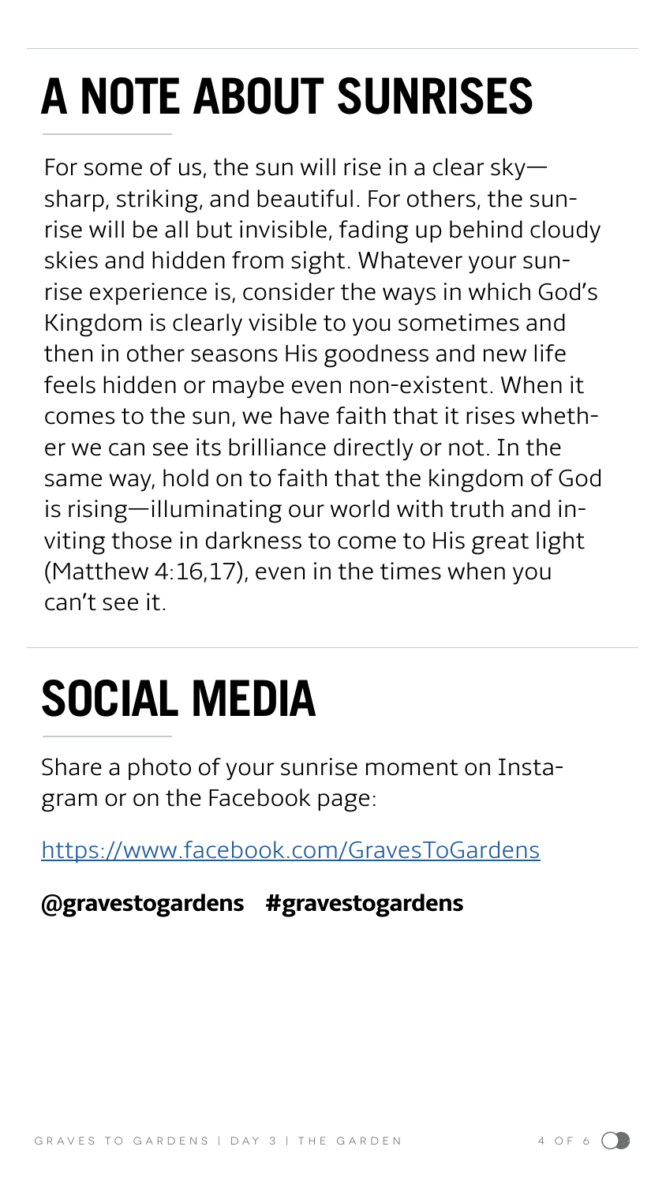# A NOTE ABOUT SUNRISES

For some of us, the sun will rise in a clear sky—sharp, striking, and beautiful. For others, the sunrise will be all but invisible, fading up behind cloudy skies and hidden from sight. Whatever your sunrise experience is, consider the ways in which God's Kingdom is clearly visible to you sometimes and then in other seasons His goodness and new life feels hidden or maybe even non-existent. When it comes to the sun, we have faith that it rises whether we can see its brilliance directly or not. In the same way, hold on to faith that the kingdom of God is rising—illuminating our world with truth and inviting those in darkness to come to His great light (Matthew 4:16,17), even in the times when you can't see it.

# SOCIAL MEDIA

Share a photo of your sunrise moment on Instagram or on the Facebook page:

https://www.facebook.com/GravesToGardens

**@gravestogardens #gravestogardens**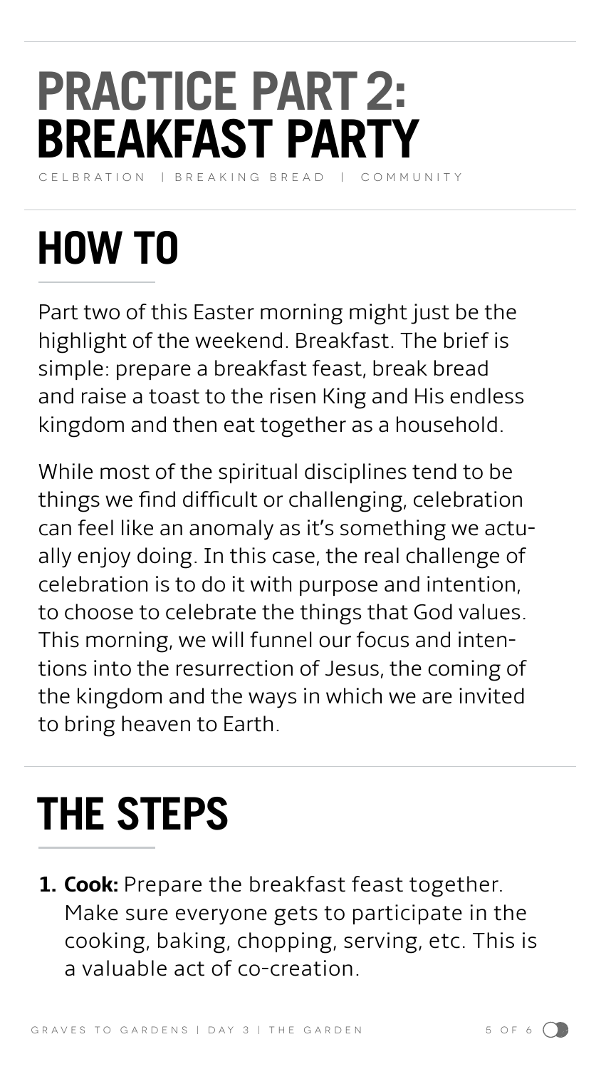# PRACTICE PART 2: BREAKFAST PARTY

CELBRATION | BREAKING BREAD | COMMUNITY

## HOW TO

Part two of this Easter morning might just be the highlight of the weekend. Breakfast. The brief is simple: prepare a breakfast feast, break bread and raise a toast to the risen King and His endless kingdom and then eat together as a household.

While most of the spiritual disciplines tend to be things we find difficult or challenging, celebration can feel like an anomaly as it's something we actually enjoy doing. In this case, the real challenge of celebration is to do it with purpose and intention, to choose to celebrate the things that God values. This morning, we will funnel our focus and intentions into the resurrection of Jesus, the coming of the kingdom and the ways in which we are invited to bring heaven to Earth.

## THE STEPS

1. **Cook:** Prepare the breakfast feast together. Make sure everyone gets to participate in the cooking, baking, chopping, serving, etc. This is a valuable act of co-creation.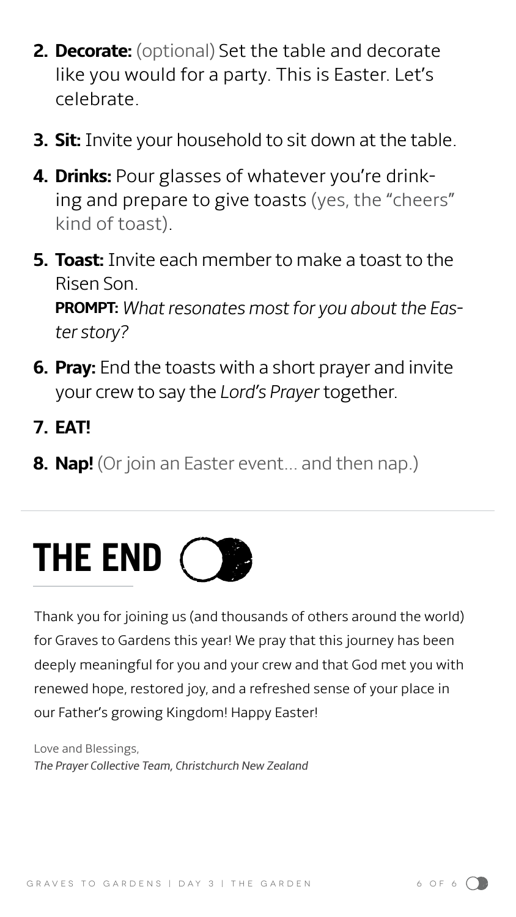2. **Decorate:** (optional) Set the table and decorate like you would for a party. This is Easter. Let's celebrate.
3. **Sit:** Invite your household to sit down at the table.
4. **Drinks:** Pour glasses of whatever you're drinking and prepare to give toasts (yes, the "cheers" kind of toast).
5. **Toast:** Invite each member to make a toast to the Risen Son.
   **PROMPT:** *What resonates most for you about the Easter story?*
6. **Pray:** End the toasts with a short prayer and invite your crew to say the *Lord's Prayer* together.
7. **EAT!**
8. **Nap!** (Or join an Easter event... and then nap.)

# THE END

Thank you for joining us (and thousands of others around the world) for Graves to Gardens this year! We pray that this journey has been deeply meaningful for you and your crew and that God met you with renewed hope, restored joy, and a refreshed sense of your place in our Father's growing Kingdom! Happy Easter!

Love and Blessings,
*The Prayer Collective Team, Christchurch New Zealand*